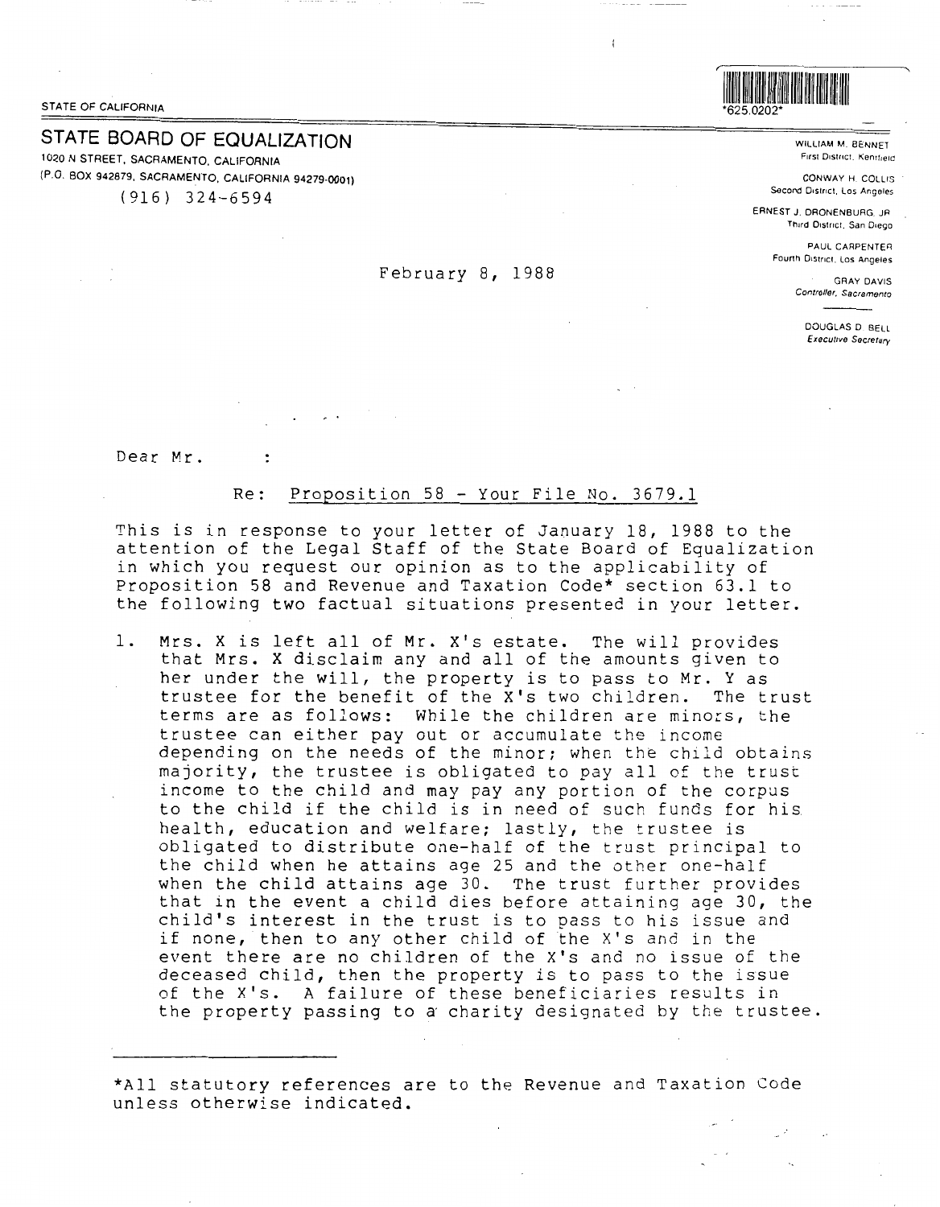STATE OF CALIFORNIA

*625.0202*

## STATE BOARD OF EQUALIZATION

1020 N STREET, SACRAMENTO, CALIFORNIA
(P.O. BOX 942879, SACRAMENTO, CALIFORNIA 94279-0001)
(916) 324-6594

WILLIAM M. BENNET
First District, Kentfield

CONWAY H. COLLIS
Second District, Los Angeles

ERNEST J. DRONENBURG, JR.
Third District, San Diego

PAUL CARPENTER
Fourth District, Los Angeles

GRAY DAVIS
Controller, Sacramento

DOUGLAS D. BELL
Executive Secretary

February 8, 1988

Dear Mr. :

Re: Proposition 58 - Your File No. 3679.1

This is in response to your letter of January 18, 1988 to the attention of the Legal Staff of the State Board of Equalization in which you request our opinion as to the applicability of Proposition 58 and Revenue and Taxation Code* section 63.1 to the following two factual situations presented in your letter.

1. Mrs. X is left all of Mr. X's estate. The will provides that Mrs. X disclaim any and all of the amounts given to her under the will, the property is to pass to Mr. Y as trustee for the benefit of the X's two children. The trust terms are as follows: While the children are minors, the trustee can either pay out or accumulate the income depending on the needs of the minor; when the child obtains majority, the trustee is obligated to pay all of the trust income to the child and may pay any portion of the corpus to the child if the child is in need of such funds for his health, education and welfare; lastly, the trustee is obligated to distribute one-half of the trust principal to the child when he attains age 25 and the other one-half when the child attains age 30. The trust further provides that in the event a child dies before attaining age 30, the child's interest in the trust is to pass to his issue and if none, then to any other child of the X's and in the event there are no children of the X's and no issue of the deceased child, then the property is to pass to the issue of the X's. A failure of these beneficiaries results in the property passing to a charity designated by the trustee.

---

*All statutory references are to the Revenue and Taxation Code unless otherwise indicated.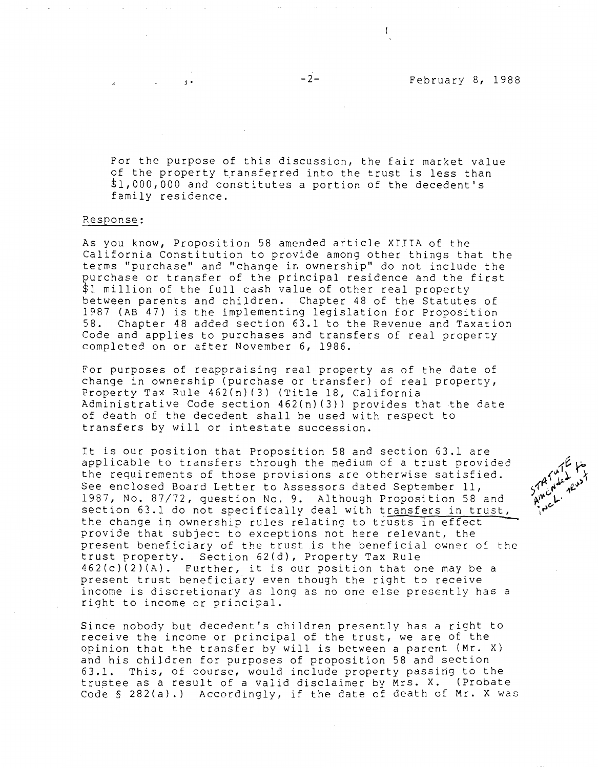For the purpose of this discussion, the fair market value of the property transferred into the trust is less than $1,000,000 and constitutes a portion of the decedent's family residence.

Response:

As you know, Proposition 58 amended article XIIIA of the California Constitution to provide among other things that the terms "purchase" and "change in ownership" do not include the purchase or transfer of the principal residence and the first $1 million of the full cash value of other real property between parents and children. Chapter 48 of the Statutes of 1987 (AB 47) is the implementing legislation for Proposition 58. Chapter 48 added section 63.1 to the Revenue and Taxation Code and applies to purchases and transfers of real property completed on or after November 6, 1986.

For purposes of reappraising real property as of the date of change in ownership (purchase or transfer) of real property, Property Tax Rule 462(n)(3) (Title 18, California Administrative Code section 462(n)(3)) provides that the date of death of the decedent shall be used with respect to transfers by will or intestate succession.

It is our position that Proposition 58 and section 63.1 are applicable to transfers through the medium of a trust provided the requirements of those provisions are otherwise satisfied. See enclosed Board Letter to Assessors dated September 11, 1987, No. 87/72, question No. 9. Although Proposition 58 and section 63.1 do not specifically deal with transfers in trust, the change in ownership rules relating to trusts in effect provide that subject to exceptions not here relevant, the present beneficiary of the trust is the beneficial owner of the trust property. Section 62(d), Property Tax Rule 462(c)(2)(A). Further, it is our position that one may be a present trust beneficiary even though the right to receive income is discretionary as long as no one else presently has a right to income or principal.

Since nobody but decedent's children presently has a right to receive the income or principal of the trust, we are of the opinion that the transfer by will is between a parent (Mr. X) and his children for purposes of proposition 58 and section 63.1. This, of course, would include property passing to the trustee as a result of a valid disclaimer by Mrs. X. (Probate Code § 282(a).) Accordingly, if the date of death of Mr. X was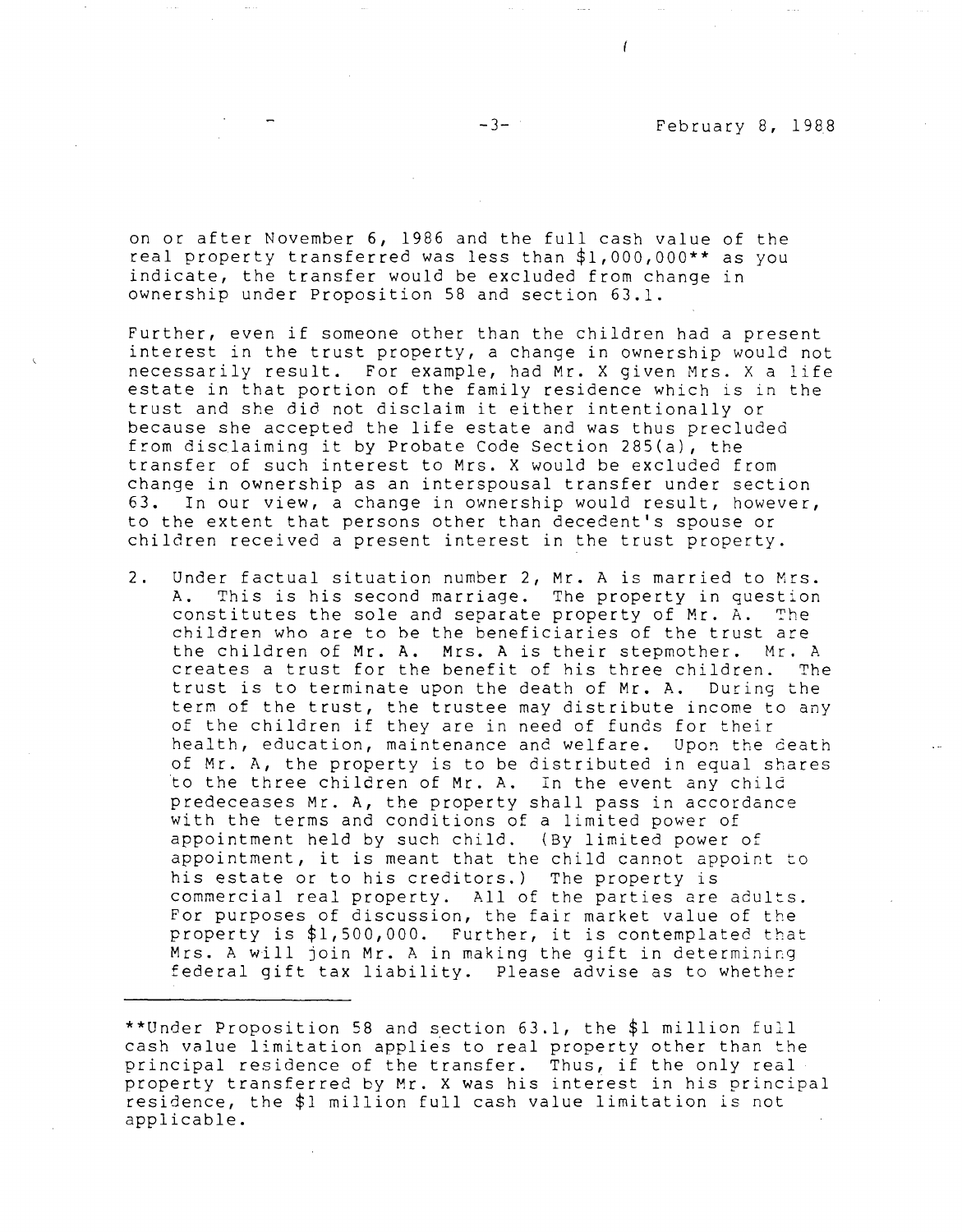on or after November 6, 1986 and the full cash value of the real property transferred was less than $1,000,000** as you indicate, the transfer would be excluded from change in ownership under Proposition 58 and section 63.1.

Further, even if someone other than the children had a present interest in the trust property, a change in ownership would not necessarily result. For example, had Mr. X given Mrs. X a life estate in that portion of the family residence which is in the trust and she did not disclaim it either intentionally or because she accepted the life estate and was thus precluded from disclaiming it by Probate Code Section 285(a), the transfer of such interest to Mrs. X would be excluded from change in ownership as an interspousal transfer under section 63. In our view, a change in ownership would result, however, to the extent that persons other than decedent's spouse or children received a present interest in the trust property.

2. Under factual situation number 2, Mr. A is married to Mrs. A. This is his second marriage. The property in question constitutes the sole and separate property of Mr. A. The children who are to be the beneficiaries of the trust are the children of Mr. A. Mrs. A is their stepmother. Mr. A creates a trust for the benefit of his three children. The trust is to terminate upon the death of Mr. A. During the term of the trust, the trustee may distribute income to any of the children if they are in need of funds for their health, education, maintenance and welfare. Upon the death of Mr. A, the property is to be distributed in equal shares to the three children of Mr. A. In the event any child predeceases Mr. A, the property shall pass in accordance with the terms and conditions of a limited power of appointment held by such child. (By limited power of appointment, it is meant that the child cannot appoint to his estate or to his creditors.) The property is commercial real property. All of the parties are adults. For purposes of discussion, the fair market value of the property is $1,500,000. Further, it is contemplated that Mrs. A will join Mr. A in making the gift in determining federal gift tax liability. Please advise as to whether

---

**Under Proposition 58 and section 63.1, the $1 million full cash value limitation applies to real property other than the principal residence of the transfer. Thus, if the only real property transferred by Mr. X was his interest in his principal residence, the $1 million full cash value limitation is not applicable.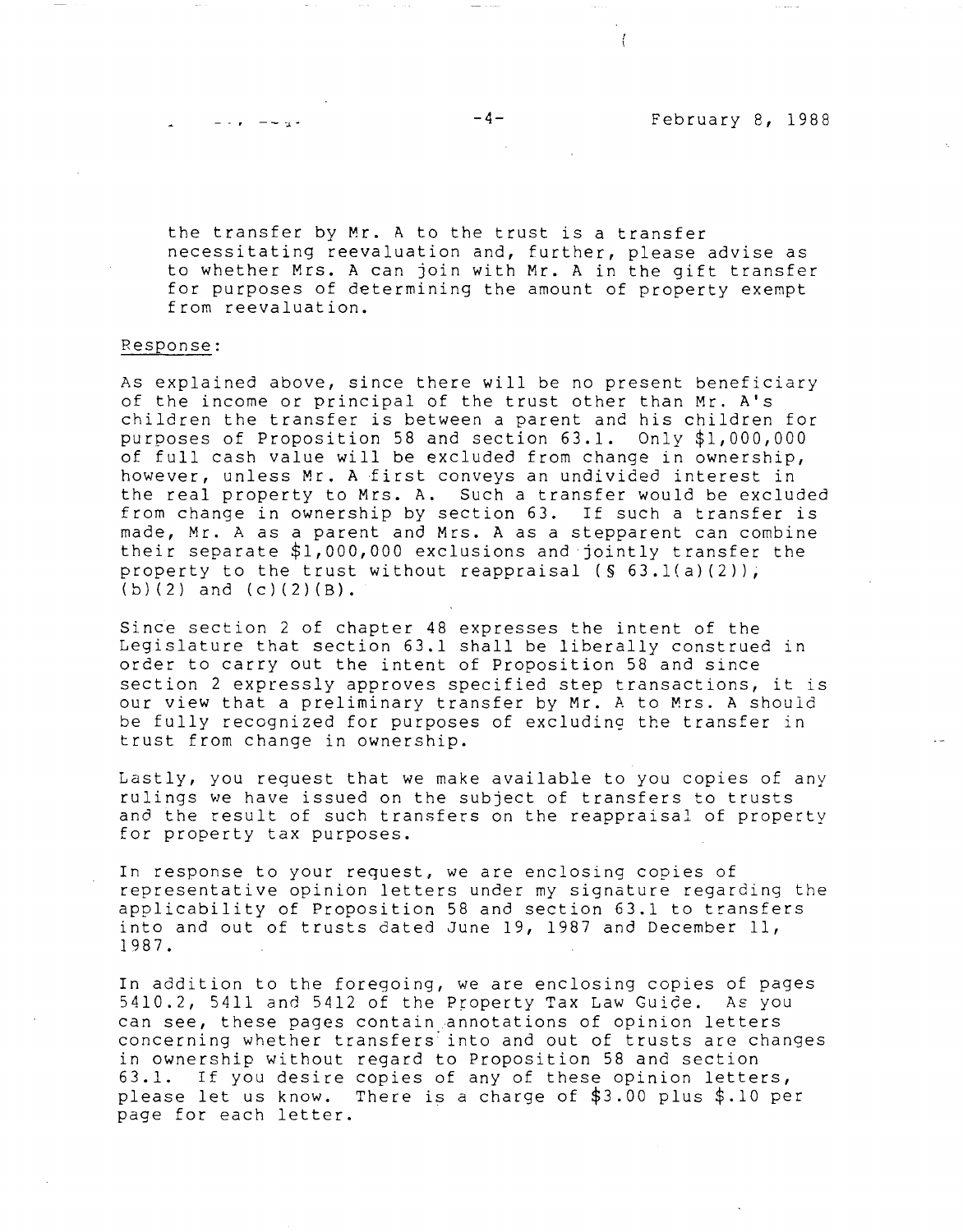the transfer by Mr. A to the trust is a transfer necessitating reevaluation and, further, please advise as to whether Mrs. A can join with Mr. A in the gift transfer for purposes of determining the amount of property exempt from reevaluation.

Response:

As explained above, since there will be no present beneficiary of the income or principal of the trust other than Mr. A's children the transfer is between a parent and his children for purposes of Proposition 58 and section 63.1. Only $1,000,000 of full cash value will be excluded from change in ownership, however, unless Mr. A first conveys an undivided interest in the real property to Mrs. A. Such a transfer would be excluded from change in ownership by section 63. If such a transfer is made, Mr. A as a parent and Mrs. A as a stepparent can combine their separate $1,000,000 exclusions and jointly transfer the property to the trust without reappraisal (§ 63.1(a)(2)), (b)(2) and (c)(2)(B).

Since section 2 of chapter 48 expresses the intent of the Legislature that section 63.1 shall be liberally construed in order to carry out the intent of Proposition 58 and since section 2 expressly approves specified step transactions, it is our view that a preliminary transfer by Mr. A to Mrs. A should be fully recognized for purposes of excluding the transfer in trust from change in ownership.

Lastly, you request that we make available to you copies of any rulings we have issued on the subject of transfers to trusts and the result of such transfers on the reappraisal of property for property tax purposes.

In response to your request, we are enclosing copies of representative opinion letters under my signature regarding the applicability of Proposition 58 and section 63.1 to transfers into and out of trusts dated June 19, 1987 and December 11, 1987.

In addition to the foregoing, we are enclosing copies of pages 5410.2, 5411 and 5412 of the Property Tax Law Guide. As you can see, these pages contain annotations of opinion letters concerning whether transfers into and out of trusts are changes in ownership without regard to Proposition 58 and section 63.1. If you desire copies of any of these opinion letters, please let us know. There is a charge of $3.00 plus $.10 per page for each letter.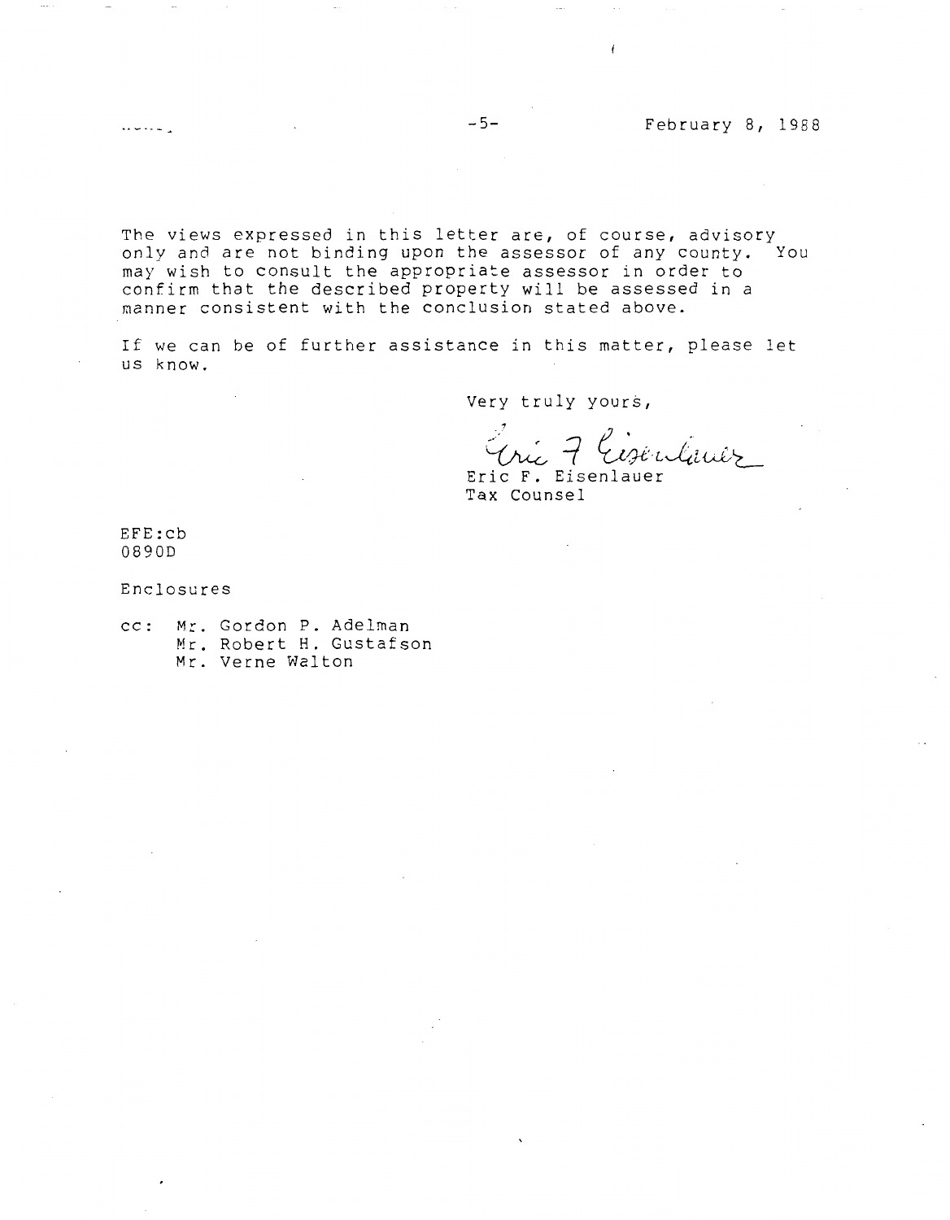The views expressed in this letter are, of course, advisory only and are not binding upon the assessor of any county. You may wish to consult the appropriate assessor in order to confirm that the described property will be assessed in a manner consistent with the conclusion stated above.

If we can be of further assistance in this matter, please let us know.

Very truly yours,

Eric F. Eisenlauer
Tax Counsel

EFE:cb
0890D

Enclosures

cc: Mr. Gordon P. Adelman
Mr. Robert H. Gustafson
Mr. Verne Walton